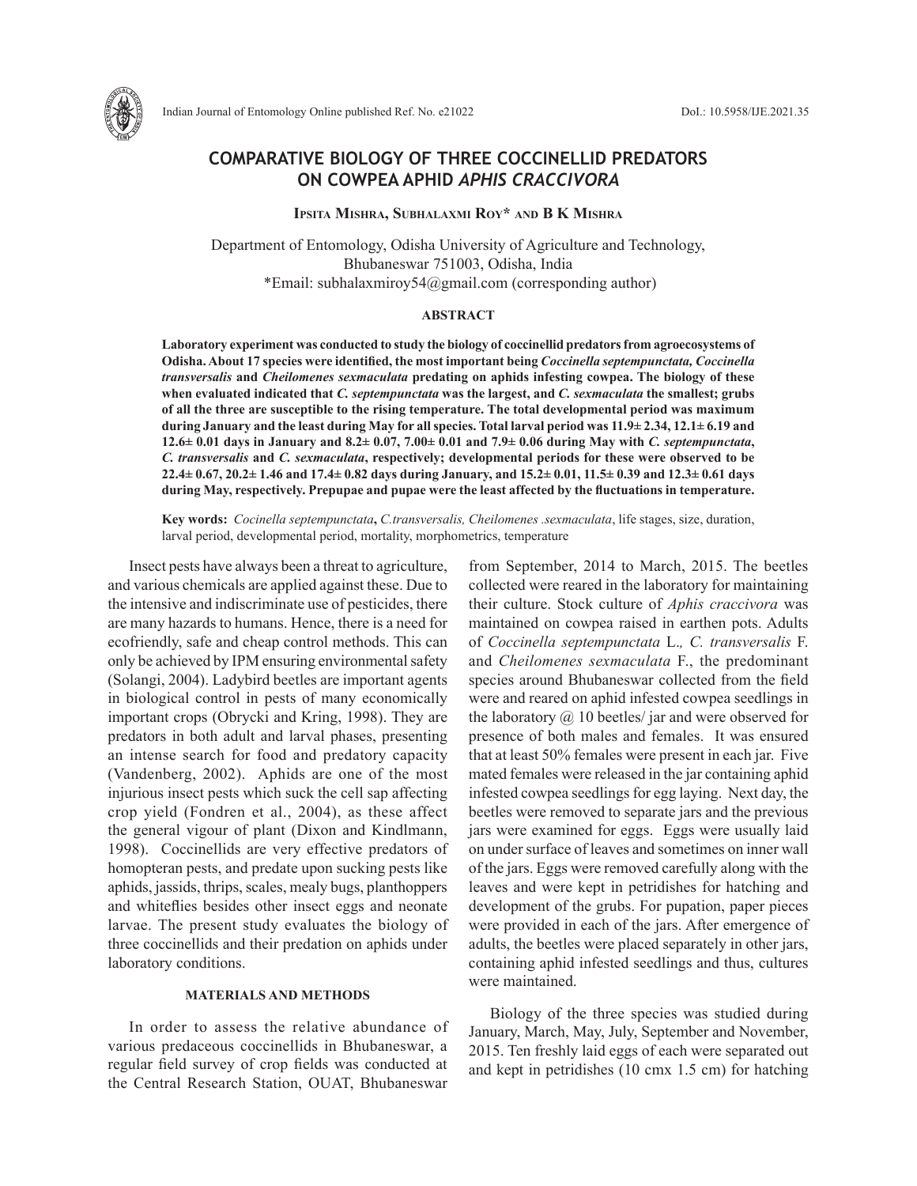# COMPARATIVE BIOLOGY OF THREE COCCINELLID PREDATORS ON COWPEA APHID *APHIS CRACCIVORA*

**Ipsita Mishra, Subhalaxmi Roy\* and B K Mishra**

Department of Entomology, Odisha University of Agriculture and Technology, Bhubaneswar 751003, Odisha, India
\*Email: subhalaxmiroy54@gmail.com (corresponding author)

## ABSTRACT

**Laboratory experiment was conducted to study the biology of coccinellid predators from agroecosystems of Odisha. About 17 species were identified, the most important being *Coccinella septempunctata, Coccinella transversalis* and *Cheilomenes sexmaculata* predating on aphids infesting cowpea. The biology of these when evaluated indicated that *C. septempunctata* was the largest, and *C. sexmaculata* the smallest; grubs of all the three are susceptible to the rising temperature. The total developmental period was maximum during January and the least during May for all species. Total larval period was 11.9± 2.34, 12.1± 6.19 and 12.6± 0.01 days in January and 8.2± 0.07, 7.00± 0.01 and 7.9± 0.06 during May with *C. septempunctata*, *C. transversalis* and *C. sexmaculata*, respectively; developmental periods for these were observed to be 22.4± 0.67, 20.2± 1.46 and 17.4± 0.82 days during January, and 15.2± 0.01, 11.5± 0.39 and 12.3± 0.61 days during May, respectively. Prepupae and pupae were the least affected by the fluctuations in temperature.**

**Key words:** *Cocinella septempunctata*, *C.transversalis, Cheilomenes .sexmaculata*, life stages, size, duration, larval period, developmental period, mortality, morphometrics, temperature

Insect pests have always been a threat to agriculture, and various chemicals are applied against these. Due to the intensive and indiscriminate use of pesticides, there are many hazards to humans. Hence, there is a need for ecofriendly, safe and cheap control methods. This can only be achieved by IPM ensuring environmental safety (Solangi, 2004). Ladybird beetles are important agents in biological control in pests of many economically important crops (Obrycki and Kring, 1998). They are predators in both adult and larval phases, presenting an intense search for food and predatory capacity (Vandenberg, 2002). Aphids are one of the most injurious insect pests which suck the cell sap affecting crop yield (Fondren et al., 2004), as these affect the general vigour of plant (Dixon and Kindlmann, 1998). Coccinellids are very effective predators of homopteran pests, and predate upon sucking pests like aphids, jassids, thrips, scales, mealy bugs, planthoppers and whiteflies besides other insect eggs and neonate larvae. The present study evaluates the biology of three coccinellids and their predation on aphids under laboratory conditions.

## MATERIALS AND METHODS

In order to assess the relative abundance of various predaceous coccinellids in Bhubaneswar, a regular field survey of crop fields was conducted at the Central Research Station, OUAT, Bhubaneswar from September, 2014 to March, 2015. The beetles collected were reared in the laboratory for maintaining their culture. Stock culture of *Aphis craccivora* was maintained on cowpea raised in earthen pots. Adults of *Coccinella septempunctata* L.*, C. transversalis* F. and *Cheilomenes sexmaculata* F., the predominant species around Bhubaneswar collected from the field were and reared on aphid infested cowpea seedlings in the laboratory @ 10 beetles/ jar and were observed for presence of both males and females. It was ensured that at least 50% females were present in each jar. Five mated females were released in the jar containing aphid infested cowpea seedlings for egg laying. Next day, the beetles were removed to separate jars and the previous jars were examined for eggs. Eggs were usually laid on under surface of leaves and sometimes on inner wall of the jars. Eggs were removed carefully along with the leaves and were kept in petridishes for hatching and development of the grubs. For pupation, paper pieces were provided in each of the jars. After emergence of adults, the beetles were placed separately in other jars, containing aphid infested seedlings and thus, cultures were maintained.

Biology of the three species was studied during January, March, May, July, September and November, 2015. Ten freshly laid eggs of each were separated out and kept in petridishes (10 cmx 1.5 cm) for hatching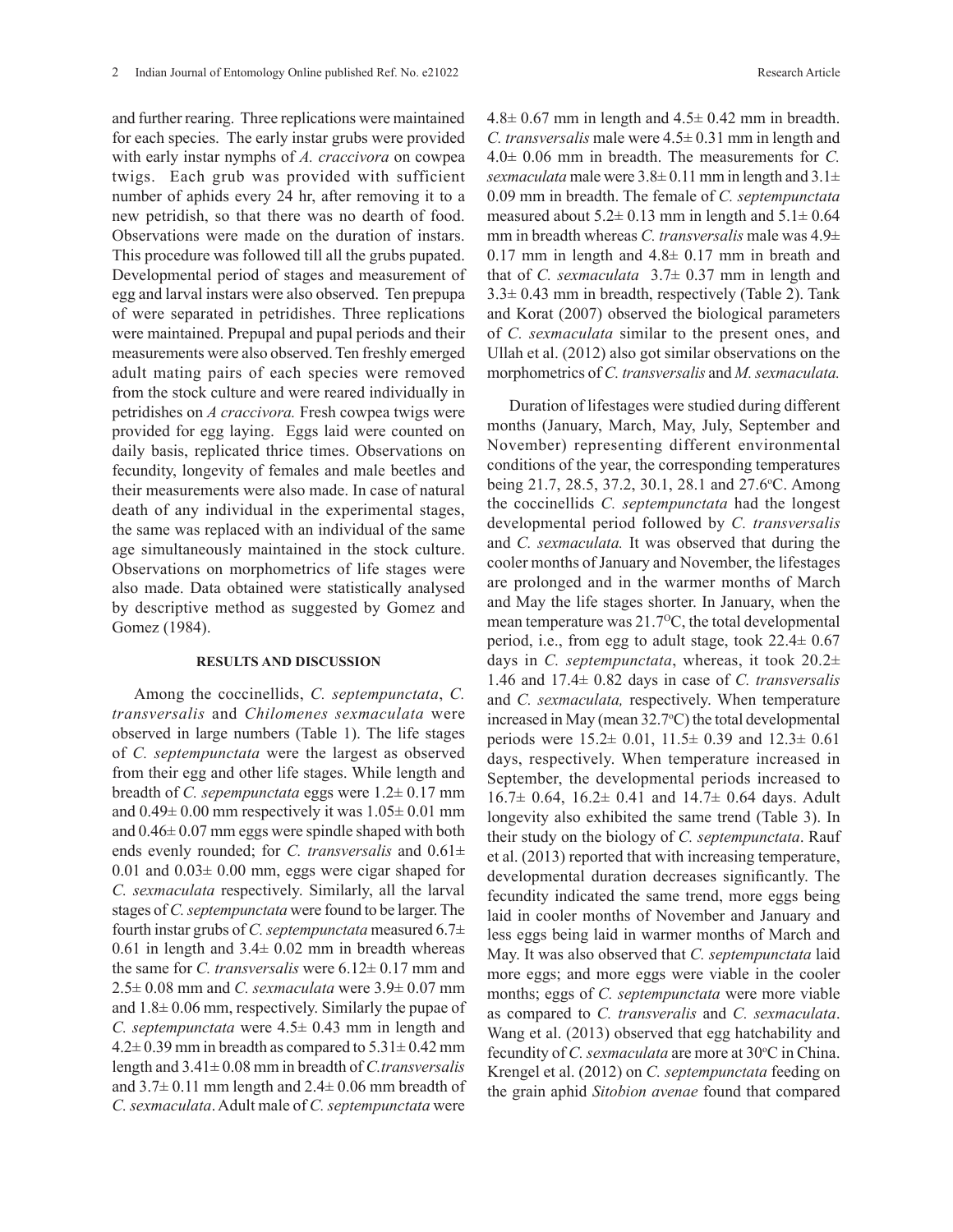and further rearing. Three replications were maintained for each species. The early instar grubs were provided with early instar nymphs of *A. craccivora* on cowpea twigs. Each grub was provided with sufficient number of aphids every 24 hr, after removing it to a new petridish, so that there was no dearth of food. Observations were made on the duration of instars. This procedure was followed till all the grubs pupated. Developmental period of stages and measurement of egg and larval instars were also observed. Ten prepupa of were separated in petridishes. Three replications were maintained. Prepupal and pupal periods and their measurements were also observed. Ten freshly emerged adult mating pairs of each species were removed from the stock culture and were reared individually in petridishes on *A craccivora.* Fresh cowpea twigs were provided for egg laying. Eggs laid were counted on daily basis, replicated thrice times. Observations on fecundity, longevity of females and male beetles and their measurements were also made. In case of natural death of any individual in the experimental stages, the same was replaced with an individual of the same age simultaneously maintained in the stock culture. Observations on morphometrics of life stages were also made. Data obtained were statistically analysed by descriptive method as suggested by Gomez and Gomez (1984).

## RESULTS AND DISCUSSION

Among the coccinellids, *C. septempunctata*, *C. transversalis* and *Chilomenes sexmaculata* were observed in large numbers (Table 1). The life stages of *C. septempunctata* were the largest as observed from their egg and other life stages. While length and breadth of *C. sepempunctata* eggs were 1.2± 0.17 mm and 0.49± 0.00 mm respectively it was 1.05± 0.01 mm and 0.46± 0.07 mm eggs were spindle shaped with both ends evenly rounded; for *C. transversalis* and 0.61± 0.01 and 0.03± 0.00 mm, eggs were cigar shaped for *C. sexmaculata* respectively. Similarly, all the larval stages of *C. septempunctata* were found to be larger. The fourth instar grubs of *C. septempunctata* measured 6.7± 0.61 in length and 3.4± 0.02 mm in breadth whereas the same for *C. transversalis* were 6.12± 0.17 mm and 2.5± 0.08 mm and *C. sexmaculata* were 3.9± 0.07 mm and 1.8± 0.06 mm, respectively. Similarly the pupae of *C. septempunctata* were 4.5± 0.43 mm in length and 4.2± 0.39 mm in breadth as compared to 5.31± 0.42 mm length and 3.41± 0.08 mm in breadth of *C.transversalis* and 3.7± 0.11 mm length and 2.4± 0.06 mm breadth of *C. sexmaculata*. Adult male of *C. septempunctata* were 4.8± 0.67 mm in length and 4.5± 0.42 mm in breadth. *C. transversalis* male were 4.5± 0.31 mm in length and 4.0± 0.06 mm in breadth. The measurements for *C. sexmaculata* male were 3.8± 0.11 mm in length and 3.1± 0.09 mm in breadth. The female of *C. septempunctata* measured about 5.2± 0.13 mm in length and 5.1± 0.64 mm in breadth whereas *C. transversalis* male was 4.9± 0.17 mm in length and 4.8± 0.17 mm in breath and that of *C. sexmaculata* 3.7± 0.37 mm in length and 3.3± 0.43 mm in breadth, respectively (Table 2). Tank and Korat (2007) observed the biological parameters of *C. sexmaculata* similar to the present ones, and Ullah et al. (2012) also got similar observations on the morphometrics of *C. transversalis* and *M. sexmaculata.*

Duration of lifestages were studied during different months (January, March, May, July, September and November) representing different environmental conditions of the year, the corresponding temperatures being 21.7, 28.5, 37.2, 30.1, 28.1 and 27.6°C. Among the coccinellids *C. septempunctata* had the longest developmental period followed by *C. transversalis* and *C. sexmaculata.* It was observed that during the cooler months of January and November, the lifestages are prolonged and in the warmer months of March and May the life stages shorter. In January, when the mean temperature was 21.7°C, the total developmental period, i.e., from egg to adult stage, took 22.4± 0.67 days in *C. septempunctata*, whereas, it took 20.2± 1.46 and 17.4± 0.82 days in case of *C. transversalis* and *C. sexmaculata,* respectively. When temperature increased in May (mean 32.7°C) the total developmental periods were 15.2± 0.01, 11.5± 0.39 and 12.3± 0.61 days, respectively. When temperature increased in September, the developmental periods increased to 16.7± 0.64, 16.2± 0.41 and 14.7± 0.64 days. Adult longevity also exhibited the same trend (Table 3). In their study on the biology of *C. septempunctata*. Rauf et al. (2013) reported that with increasing temperature, developmental duration decreases significantly. The fecundity indicated the same trend, more eggs being laid in cooler months of November and January and less eggs being laid in warmer months of March and May. It was also observed that *C. septempunctata* laid more eggs; and more eggs were viable in the cooler months; eggs of *C. septempunctata* were more viable as compared to *C. transveralis* and *C. sexmaculata*. Wang et al. (2013) observed that egg hatchability and fecundity of *C. sexmaculata* are more at 30°C in China. Krengel et al. (2012) on *C. septempunctata* feeding on the grain aphid *Sitobion avenae* found that compared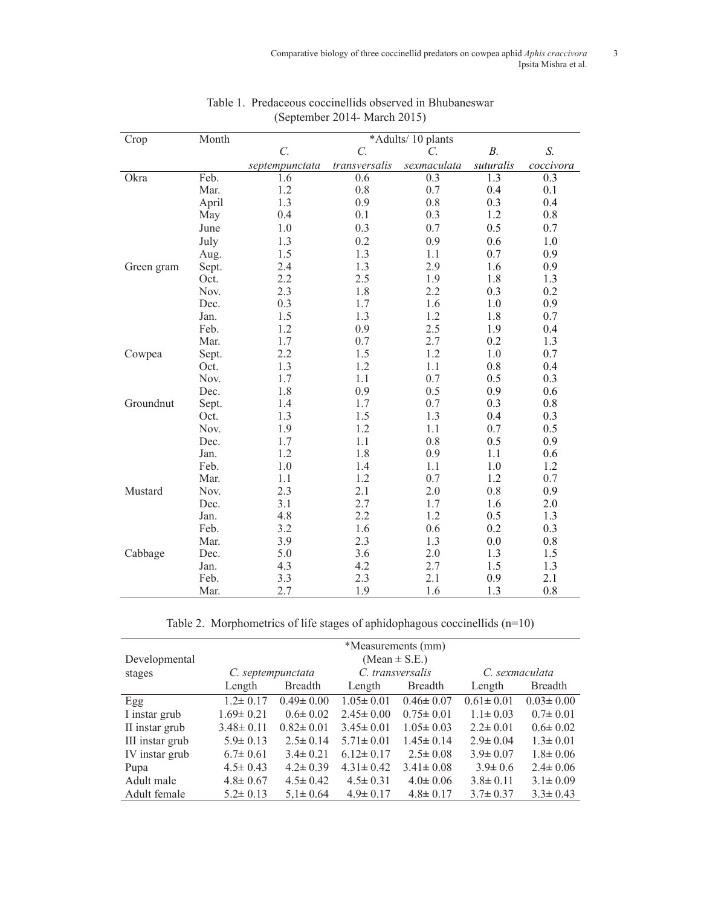Table 1. Predaceous coccinellids observed in Bhubaneswar (September 2014- March 2015)

| Crop | Month | *Adults/ 10 plants | | | | |
|---|---|---|---|---|---|---|
| | | *C. septempunctata* | *C. transversalis* | *C. sexmaculata* | *B. suturalis* | *S. coccivora* |
| Okra | Feb. | 1.6 | 0.6 | 0.3 | 1.3 | 0.3 |
| | Mar. | 1.2 | 0.8 | 0.7 | 0.4 | 0.1 |
| | April | 1.3 | 0.9 | 0.8 | 0.3 | 0.4 |
| | May | 0.4 | 0.1 | 0.3 | 1.2 | 0.8 |
| | June | 1.0 | 0.3 | 0.7 | 0.5 | 0.7 |
| | July | 1.3 | 0.2 | 0.9 | 0.6 | 1.0 |
| | Aug. | 1.5 | 1.3 | 1.1 | 0.7 | 0.9 |
| Green gram | Sept. | 2.4 | 1.3 | 2.9 | 1.6 | 0.9 |
| | Oct. | 2.2 | 2.5 | 1.9 | 1.8 | 1.3 |
| | Nov. | 2.3 | 1.8 | 2.2 | 0.3 | 0.2 |
| | Dec. | 0.3 | 1.7 | 1.6 | 1.0 | 0.9 |
| | Jan. | 1.5 | 1.3 | 1.2 | 1.8 | 0.7 |
| | Feb. | 1.2 | 0.9 | 2.5 | 1.9 | 0.4 |
| | Mar. | 1.7 | 0.7 | 2.7 | 0.2 | 1.3 |
| Cowpea | Sept. | 2.2 | 1.5 | 1.2 | 1.0 | 0.7 |
| | Oct. | 1.3 | 1.2 | 1.1 | 0.8 | 0.4 |
| | Nov. | 1.7 | 1.1 | 0.7 | 0.5 | 0.3 |
| | Dec. | 1.8 | 0.9 | 0.5 | 0.9 | 0.6 |
| Groundnut | Sept. | 1.4 | 1.7 | 0.7 | 0.3 | 0.8 |
| | Oct. | 1.3 | 1.5 | 1.3 | 0.4 | 0.3 |
| | Nov. | 1.9 | 1.2 | 1.1 | 0.7 | 0.5 |
| | Dec. | 1.7 | 1.1 | 0.8 | 0.5 | 0.9 |
| | Jan. | 1.2 | 1.8 | 0.9 | 1.1 | 0.6 |
| | Feb. | 1.0 | 1.4 | 1.1 | 1.0 | 1.2 |
| | Mar. | 1.1 | 1.2 | 0.7 | 1.2 | 0.7 |
| Mustard | Nov. | 2.3 | 2.1 | 2.0 | 0.8 | 0.9 |
| | Dec. | 3.1 | 2.7 | 1.7 | 1.6 | 2.0 |
| | Jan. | 4.8 | 2.2 | 1.2 | 0.5 | 1.3 |
| | Feb. | 3.2 | 1.6 | 0.6 | 0.2 | 0.3 |
| | Mar. | 3.9 | 2.3 | 1.3 | 0.0 | 0.8 |
| Cabbage | Dec. | 5.0 | 3.6 | 2.0 | 1.3 | 1.5 |
| | Jan. | 4.3 | 4.2 | 2.7 | 1.5 | 1.3 |
| | Feb. | 3.3 | 2.3 | 2.1 | 0.9 | 2.1 |
| | Mar. | 2.7 | 1.9 | 1.6 | 1.3 | 0.8 |

Table 2. Morphometrics of life stages of aphidophagous coccinellids (n=10)

| Developmental stages | *Measurements (mm) (Mean ± S.E.) | | | | | |
|---|---|---|---|---|---|---|
| | *C. septempunctata* | | *C. transversalis* | | *C. sexmaculata* | |
| | Length | Breadth | Length | Breadth | Length | Breadth |
| Egg | 1.2± 0.17 | 0.49± 0.00 | 1.05± 0.01 | 0.46± 0.07 | 0.61± 0.01 | 0.03± 0.00 |
| I instar grub | 1.69± 0.21 | 0.6± 0.02 | 2.45± 0.00 | 0.75± 0.01 | 1.1± 0.03 | 0.7± 0.01 |
| II instar grub | 3.48± 0.11 | 0.82± 0.01 | 3.45± 0.01 | 1.05± 0.03 | 2.2± 0.01 | 0.6± 0.02 |
| III instar grub | 5.9± 0.13 | 2.5± 0.14 | 5.71± 0.01 | 1.45± 0.14 | 2.9± 0.04 | 1.3± 0.01 |
| IV instar grub | 6.7± 0.61 | 3.4± 0.21 | 6.12± 0.17 | 2.5± 0.08 | 3.9± 0.07 | 1.8± 0.06 |
| Pupa | 4.5± 0.43 | 4.2± 0.39 | 4.31± 0.42 | 3.41± 0.08 | 3.9± 0.6 | 2.4± 0.06 |
| Adult male | 4.8± 0.67 | 4.5± 0.42 | 4.5± 0.31 | 4.0± 0.06 | 3.8± 0.11 | 3.1± 0.09 |
| Adult female | 5.2± 0.13 | 5,1± 0.64 | 4.9± 0.17 | 4.8± 0.17 | 3.7± 0.37 | 3.3± 0.43 |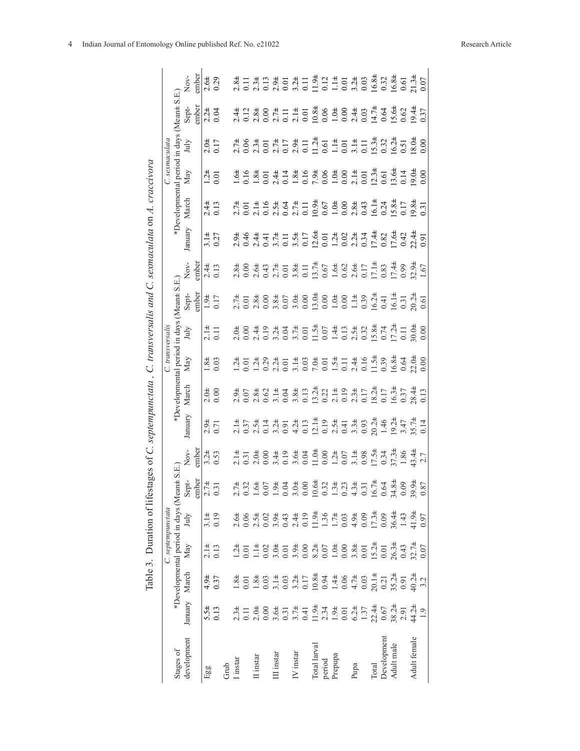Table 3. Duration of lifestages of *C. septempunctata*, *C. transversalis* and *C. sexmaculata* on *A. craccivora*

| Stages of development | *C. septempunctata* *Developmental period in days (Mean± S.E.) | | | | | | *C. transversalis* *Developmental period in days (Mean± S.E.) | | | | | | *C. sexmaculata* *Developmental period in days (Mean± S.E.) | | | | | |
|---|---|---|---|---|---|---|---|---|---|---|---|---|---|---|---|---|---|---|
| | January | March | May | July | Sept-ember | Nov-ember | January | March | May | July | Sept-ember | Nov-ember | January | March | May | July | Sept-ember | Nov-ember |
| Egg | 5.5± 0.13 | 4.9± 0.37 | 2.1± 0.13 | 3.1± 0.19 | 2.7± 0.31 | 3.2± 0.53 | 2.9± 0.71 | 2.0± 0.00 | 1.8± 0.03 | 2.1± 0.11 | 1.9± 0.17 | 2.4± 0.13 | 3.1± 0.27 | 2.4± 0.13 | 1.2± 0.01 | 2.0± 0.17 | 2.2± 0.04 | 2.6± 0.29 |
| Grub | | | | | | | | | | | | | | | | | | |
| I instar | 2.3± 0.11 | 1.8± 0.01 | 1.2± 0.01 | 2.6± 0.06 | 2.7± 0.32 | 2.1± 0.31 | 2.1± 0.37 | 2.9± 0.07 | 1.2± 0.01 | 2.0± 0.00 | 2.7± 0.01 | 2.8± 0.00 | 2.9± 0.46 | 2.7± 0.01 | 1.6± 0.16 | 2.7± 0.06 | 2.4± 0.12 | 2.8± 0.11 |
| II instar | 2.0± 0.00 | 1.8± 0.03 | 1.1± 0.02 | 2.5± 0.02 | 1.6± 0.07 | 2.0± 0.00 | 2.5± 0.14 | 2.8± 0.62 | 1.2± 0.29 | 2.4± 0.19 | 2.8± 0.00 | 2.6± 0.43 | 2.4± 0.41 | 2.1± 0.16 | 1.8± 0.01 | 2.3± 0.01 | 2.8± 0.00 | 2.3± 0.13 |
| III instar | 3.6± 0.31 | 3.1± 0.03 | 3.0± 0.01 | 3.9± 0.43 | 1.9± 0.04 | 3.4± 0.19 | 3.2± 0.91 | 3.1± 0.04 | 2.2± 0.01 | 3.2± 0.04 | 3.8± 0.07 | 2.7± 0.01 | 3.7± 0.11 | 2.5± 0.64 | 2.4± 0.14 | 2.7± 0.17 | 2.7± 0.11 | 2.9± 0.01 |
| IV instar | 3.7± 0.41 | 3.2± 0.17 | 3.9± 0.00 | 2.4± 0.19 | 3.0± 0.00 | 3.6± 0.04 | 4.2± 0.13 | 3.8± 0.13 | 3.1± 0.03 | 3.7± 0.01 | 3.0± 0.00 | 3.8± 0.11 | 3.5± 0.17 | 2.7± 0.11 | 1.8± 0.16 | 2.9± 0.11 | 2.1± 0.01 | 3.2± 0.11 |
| Total larval period | 11.9± 2.34 | 10.8± 0.94 | 8.2± 0.07 | 11.9± 1.36 | 10.6± 0.32 | 11.0± 0.00 | 12.1± 0.19 | 13.2± 0.22 | 7.0± 0.01 | 11.5± 0.07 | 13.0± 0.00 | 13.7± 0.67 | 12.6± 0.01 | 10.9± 0.67 | 7.9± 0.06 | 11.2± 0.61 | 10.8± 0.06 | 11.9± 0.12 |
| Prepupa | 1.9± 0.01 | 1.4± 0.06 | 1.0± 0.00 | 1.7± 0.03 | 1.3± 0.23 | 1.2± 0.07 | 2.5± 0.41 | 2.1± 0.19 | 1.5± 0.11 | 1.4± 0.13 | 1.0± 0.00 | 1.6± 0.62 | 1.2± 0.02 | 1.0± 0.00 | 1.0± 0.00 | 1.1± 0.01 | 1.0± 0.00 | 1.1± 0.01 |
| Pupa | 6.2± 1.37 | 4.7± 0.03 | 3.8± 0.01 | 4.9± 0.09 | 4.3± 0.31 | 3.1± 0.98 | 3.3± 0.93 | 2.3± 0.17 | 2.4± 0.16 | 2.5± 0.32 | 1.1± 0.39 | 2.6± 0.17 | 2.2± 0.34 | 2.8± 0.43 | 2.1± 0.01 | 3.1± 0.11 | 2.4± 0.03 | 3.2± 0.03 |
| Total Development | 22.4± 0.67 | 20.1± 0.21 | 15.2± 0.01 | 17.3± 0.09 | 16.7± 0.64 | 17.5± 0.34 | 20.2± 1.46 | 18.2± 0.17 | 11.5± 0.39 | 15.8± 0.74 | 16.2± 0.41 | 17.1± 0.83 | 17.4± 0.82 | 16.1± 0.24 | 12.3± 0.61 | 15.3± 0.32 | 14.7± 0.64 | 16.8± 0.32 |
| Adult male | 38.2± 2.91 | 35.2± 0.91 | 26.3± 0.43 | 36.4± 1.43 | 34.8± 0.09 | 37.3± 1.86 | 19.2± 3.47 | 16.3± 0.37 | 16.8± 0.64 | 17.2± 0.11 | 16.1± 0.31 | 17.4± 0.99 | 17.6± 0.42 | 15.8± 0.17 | 13.6± 0.14 | 16.2± 0.51 | 15.6± 0.62 | 16.8± 0.61 |
| Adult female | 44.2± 1.9 | 40.2± 3.2 | 32.7± 0.07 | 41.9± 0.97 | 39.9± 0.87 | 43.4± 2.7 | 35.7± 0.14 | 28.4± 0.13 | 22.0± 0.00 | 30.0± 0.00 | 20.2± 0.61 | 32.9± 1.67 | 22.4± 0.91 | 19.8± 0.31 | 19.0± 0.00 | 18.0± 0.00 | 19.4± 0.37 | 21.3± 0.07 |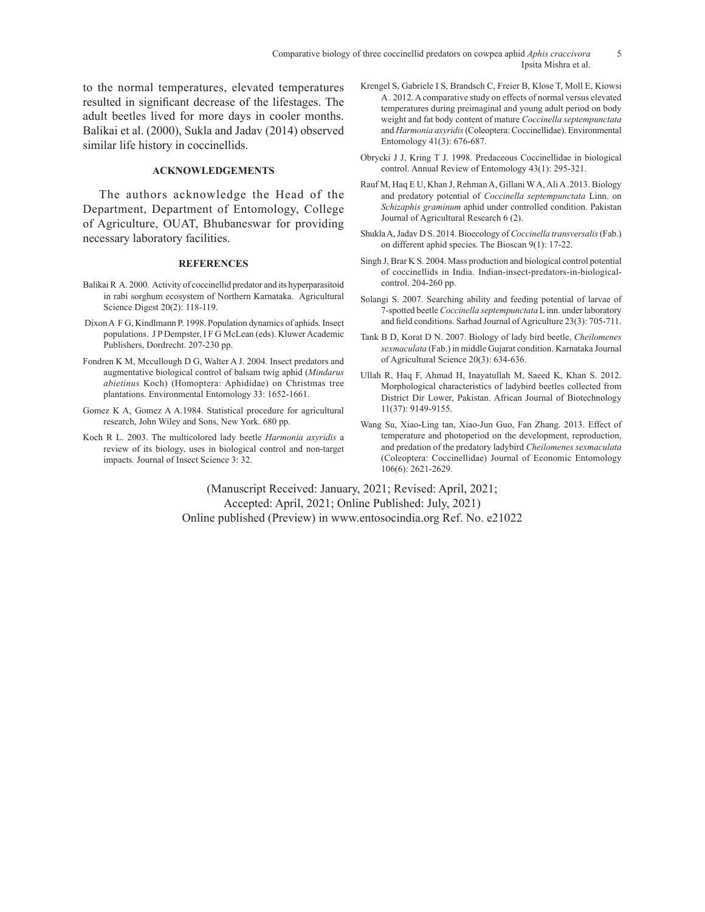to the normal temperatures, elevated temperatures resulted in significant decrease of the lifestages. The adult beetles lived for more days in cooler months. Balikai et al. (2000), Sukla and Jadav (2014) observed similar life history in coccinellids.

## ACKNOWLEDGEMENTS

The authors acknowledge the Head of the Department, Department of Entomology, College of Agriculture, OUAT, Bhubaneswar for providing necessary laboratory facilities.

## REFERENCES

Balikai R A. 2000. Activity of coccinellid predator and its hyperparasitoid in rabi sorghum ecosystem of Northern Karnataka. Agricultural Science Digest 20(2): 118-119.

Dixon A F G, Kindlmann P. 1998. Population dynamics of aphids. Insect populations. J P Dempster, I F G McLean (eds). Kluwer Academic Publishers, Dordrecht. 207-230 pp.

Fondren K M, Mccullough D G, Walter A J. 2004. Insect predators and augmentative biological control of balsam twig aphid (*Mindarus abietinus* Koch) (Homoptera: Aphididae) on Christmas tree plantations. Environmental Entomology 33: 1652-1661.

Gomez K A, Gomez A A.1984. Statistical procedure for agricultural research, John Wiley and Sons, New York. 680 pp.

Koch R L. 2003. The multicolored lady beetle *Harmonia axyridis* a review of its biology, uses in biological control and non-target impacts. Journal of Insect Science 3: 32.

Krengel S, Gabriele I S, Brandsch C, Freier B, Klose T, Moll E, Kiowsi A . 2012. A comparative study on effects of normal versus elevated temperatures during preimaginal and young adult period on body weight and fat body content of mature *Coccinella septempunctata* and *Harmonia axyridis* (Coleoptera: Coccinellidae). Environmental Entomology 41(3): 676-687.

Obrycki J J, Kring T J. 1998. Predaceous Coccinellidae in biological control. Annual Review of Entomology 43(1): 295-321.

Rauf M, Haq E U, Khan J, Rehman A, Gillani W A, Ali A .2013. Biology and predatory potential of *Coccinella septempunctata* Linn. on *Schizaphis graminum* aphid under controlled condition. Pakistan Journal of Agricultural Research 6 (2).

Shukla A, Jadav D S. 2014. Bioecology of *Coccinella transversalis* (Fab.) on different aphid species. The Bioscan 9(1): 17-22.

Singh J, Brar K S. 2004. Mass production and biological control potential of coccinellids in India. Indian-insect-predators-in-biological-control. 204-260 pp.

Solangi S. 2007. Searching ability and feeding potential of larvae of 7-spotted beetle *Coccinella septempunctata* L inn. under laboratory and field conditions. Sarhad Journal of Agriculture 23(3): 705-711.

Tank B D, Korat D N. 2007. Biology of lady bird beetle, *Cheilomenes sexmaculata* (Fab.) in middle Gujarat condition. Karnataka Journal of Agricultural Science 20(3): 634-636.

Ullah R, Haq F, Ahmad H, Inayatullah M, Saeed K, Khan S. 2012. Morphological characteristics of ladybird beetles collected from District Dir Lower, Pakistan. African Journal of Biotechnology 11(37): 9149-9155.

Wang Su, Xiao-Ling tan, Xiao-Jun Guo, Fan Zhang. 2013. Effect of temperature and photoperiod on the development, reproduction, and predation of the predatory ladybird *Cheilomenes sexmaculata* (Coleoptera: Coccinellidae) Journal of Economic Entomology 106(6): 2621-2629.

(Manuscript Received: January, 2021; Revised: April, 2021; Accepted: April, 2021; Online Published: July, 2021)
Online published (Preview) in www.entosocindia.org Ref. No. e21022